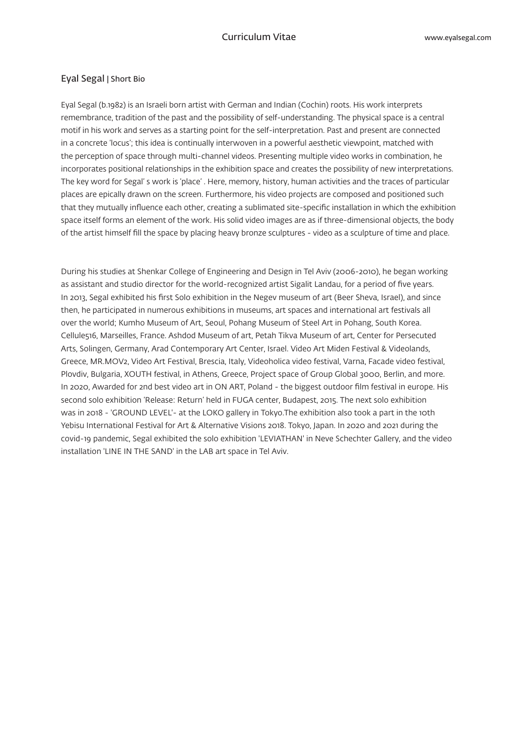# Eyal Segal | Short Bio

Eyal Segal (b.1982) is an Israeli born artist with German and Indian (Cochin) roots. His work interprets remembrance, tradition of the past and the possibility of self-understanding. The physical space is a central motif in his work and serves as a starting point for the self-interpretation. Past and present are connected in a concrete 'locus'; this idea is continually interwoven in a powerful aesthetic viewpoint, matched with the perception of space through multi-channel videos. Presenting multiple video works in combination, he incorporates positional relationships in the exhibition space and creates the possibility of new interpretations. The key word for Segal' s work is 'place' . Here, memory, history, human activities and the traces of particular places are epically drawn on the screen. Furthermore, his video projects are composed and positioned such that they mutually influence each other, creating a sublimated site-specific installation in which the exhibition space itself forms an element of the work. His solid video images are as if three-dimensional objects, the body of the artist himself fill the space by placing heavy bronze sculptures - video as a sculpture of time and place.

During his studies at Shenkar College of Engineering and Design in Tel Aviv (2006-2010), he began working as assistant and studio director for the world-recognized artist Sigalit Landau, for a period of five years. In 2013, Segal exhibited his first Solo exhibition in the Negev museum of art (Beer Sheva, Israel), and since then, he participated in numerous exhibitions in museums, art spaces and international art festivals all over the world; Kumho Museum of Art, Seoul, Pohang Museum of Steel Art in Pohang, South Korea. Cellule516, Marseilles, France. Ashdod Museum of art, Petah Tikva Museum of art, Center for Persecuted Arts, Solingen, Germany, Arad Contemporary Art Center, Israel. Video Art Miden Festival & Videolands, Greece, MR.MOV2, Video Art Festival, Brescia, Italy, Videoholica video festival, Varna, Facade video festival, Plovdiv, Bulgaria, XOUTH festival, in Athens, Greece, Project space of Group Global 3000, Berlin, and more. In 2020, Awarded for 2nd best video art in ON ART, Poland - the biggest outdoor film festival in europe. His second solo exhibition 'Release: Return' held in FUGA center, Budapest, 2015. The next solo exhibition was in 2018 - 'GROUND LEVEL'- at the LOKO gallery in Tokyo.The exhibition also took a part in the 10th Yebisu International Festival for Art & Alternative Visions 2018. Tokyo, Japan. In 2020 and 2021 during the covid-19 pandemic, Segal exhibited the solo exhibition 'LEVIATHAN' in Neve Schechter Gallery, and the video installation 'LINE IN THE SAND' in the LAB art space in Tel Aviv.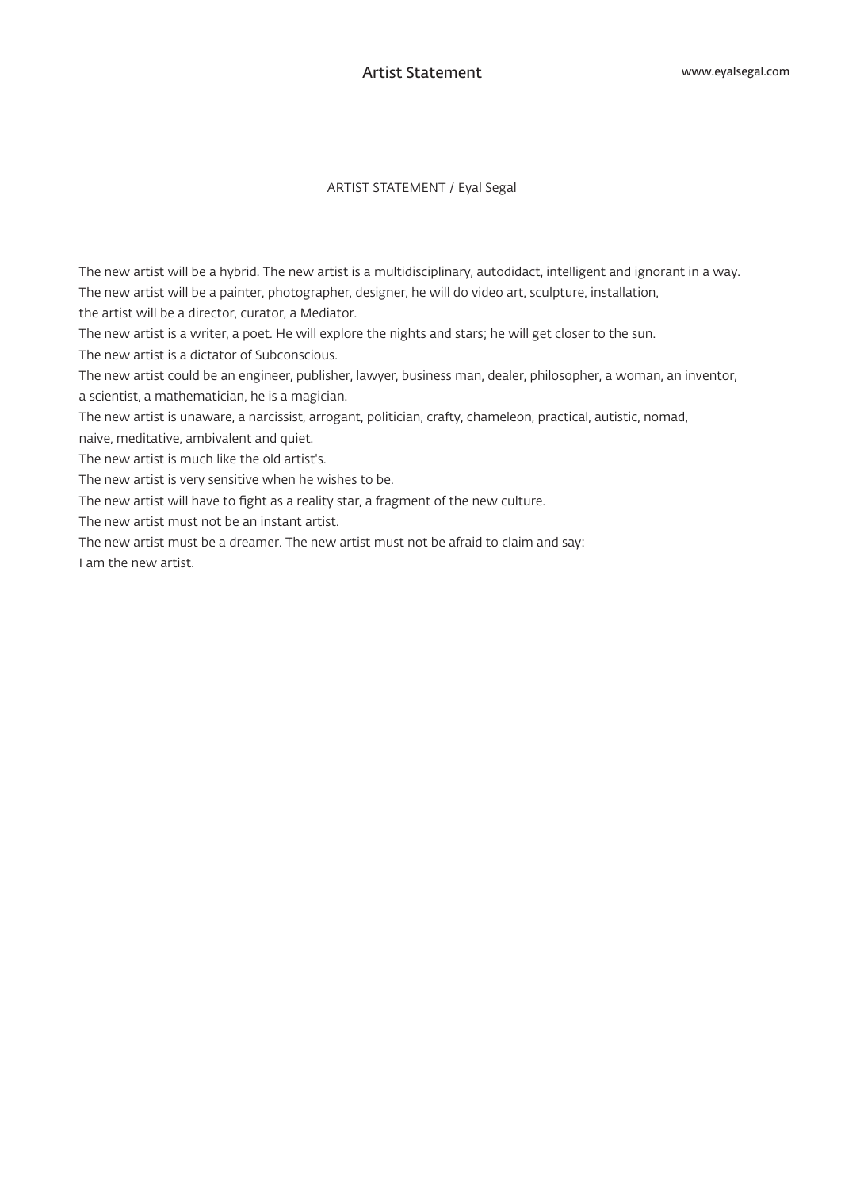ARTIST STATEMENT / Eyal Segal

The new artist will be a hybrid. The new artist is a multidisciplinary, autodidact, intelligent and ignorant in a way.
The new artist will be a painter, photographer, designer, he will do video art, sculpture, installation,
the artist will be a director, curator, a Mediator.
The new artist is a writer, a poet. He will explore the nights and stars; he will get closer to the sun.
The new artist is a dictator of Subconscious.
The new artist could be an engineer, publisher, lawyer, business man, dealer, philosopher, a woman, an inventor, a scientist, a mathematician, he is a magician.
The new artist is unaware, a narcissist, arrogant, politician, crafty, chameleon, practical, autistic, nomad, naive, meditative, ambivalent and quiet.
The new artist is much like the old artist's.
The new artist is very sensitive when he wishes to be.
The new artist will have to fight as a reality star, a fragment of the new culture.
The new artist must not be an instant artist.
The new artist must be a dreamer. The new artist must not be afraid to claim and say:
I am the new artist.